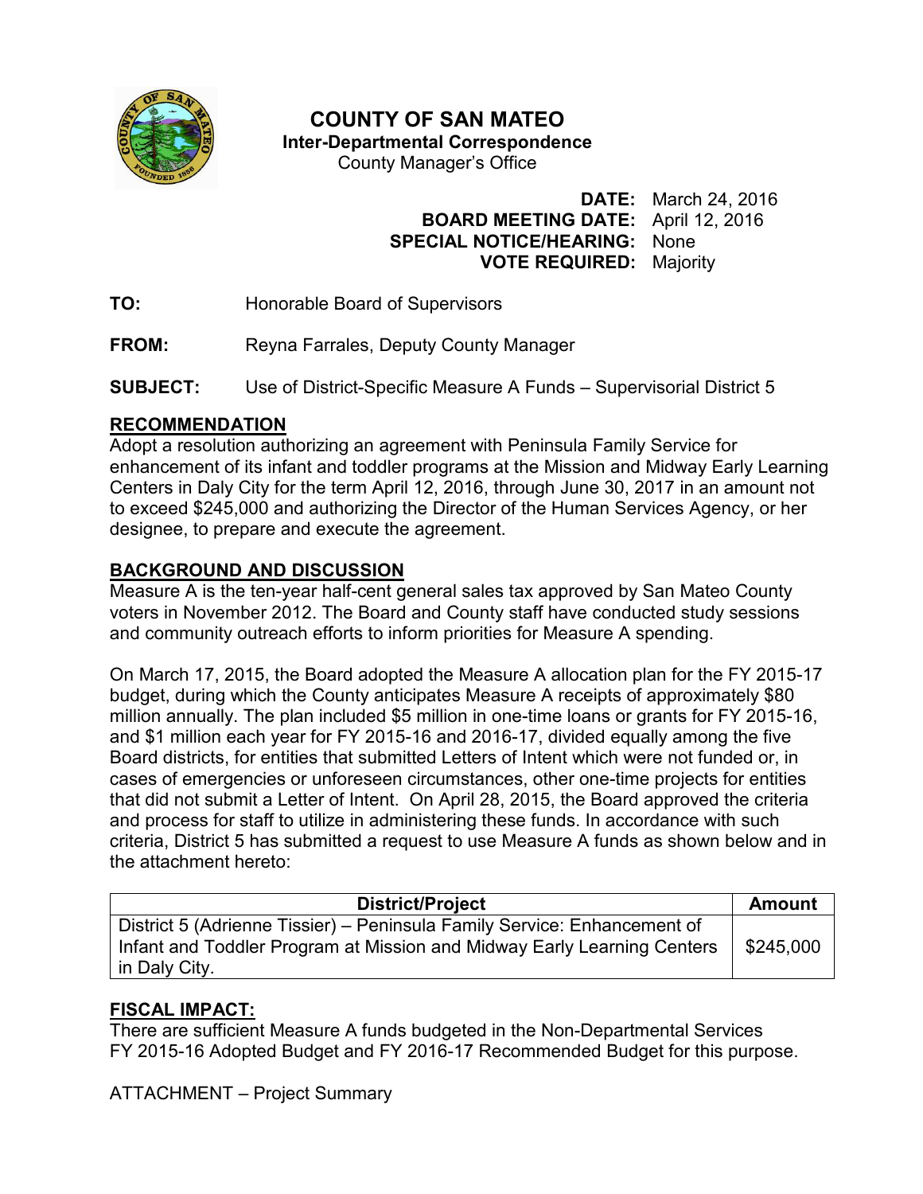# COUNTY OF SAN MATEO

**Inter-Departmental Correspondence**

County Manager's Office

**DATE:** March 24, 2016
**BOARD MEETING DATE:** April 12, 2016
**SPECIAL NOTICE/HEARING:** None
**VOTE REQUIRED:** Majority

**TO:** Honorable Board of Supervisors

**FROM:** Reyna Farrales, Deputy County Manager

**SUBJECT:** Use of District-Specific Measure A Funds – Supervisorial District 5

## RECOMMENDATION

Adopt a resolution authorizing an agreement with Peninsula Family Service for enhancement of its infant and toddler programs at the Mission and Midway Early Learning Centers in Daly City for the term April 12, 2016, through June 30, 2017 in an amount not to exceed $245,000 and authorizing the Director of the Human Services Agency, or her designee, to prepare and execute the agreement.

## BACKGROUND AND DISCUSSION

Measure A is the ten-year half-cent general sales tax approved by San Mateo County voters in November 2012. The Board and County staff have conducted study sessions and community outreach efforts to inform priorities for Measure A spending.

On March 17, 2015, the Board adopted the Measure A allocation plan for the FY 2015-17 budget, during which the County anticipates Measure A receipts of approximately $80 million annually. The plan included $5 million in one-time loans or grants for FY 2015-16, and $1 million each year for FY 2015-16 and 2016-17, divided equally among the five Board districts, for entities that submitted Letters of Intent which were not funded or, in cases of emergencies or unforeseen circumstances, other one-time projects for entities that did not submit a Letter of Intent. On April 28, 2015, the Board approved the criteria and process for staff to utilize in administering these funds. In accordance with such criteria, District 5 has submitted a request to use Measure A funds as shown below and in the attachment hereto:

| District/Project | Amount |
|---|---|
| District 5 (Adrienne Tissier) – Peninsula Family Service: Enhancement of Infant and Toddler Program at Mission and Midway Early Learning Centers in Daly City. | $245,000 |

## FISCAL IMPACT:

There are sufficient Measure A funds budgeted in the Non-Departmental Services FY 2015-16 Adopted Budget and FY 2016-17 Recommended Budget for this purpose.

ATTACHMENT – Project Summary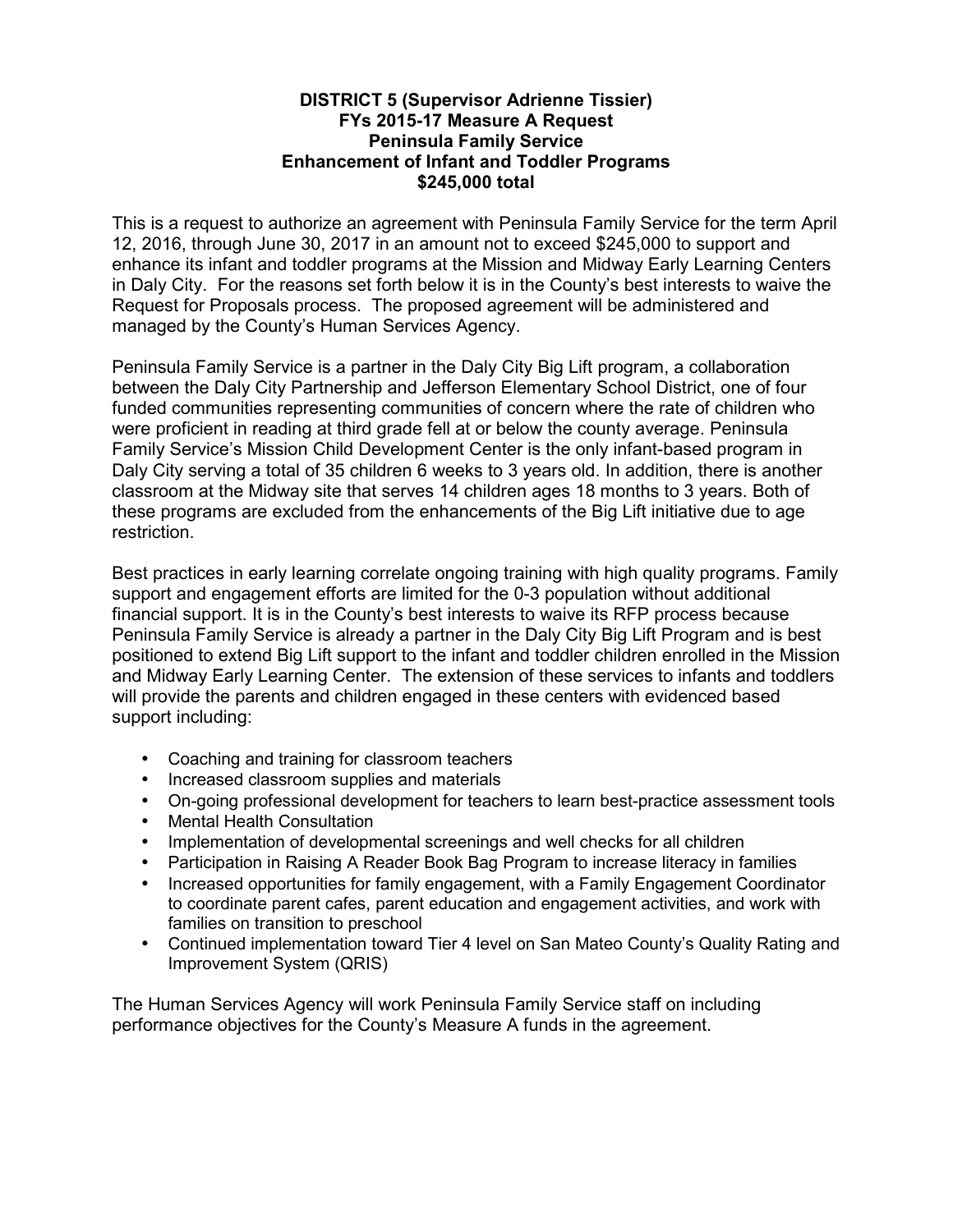**DISTRICT 5 (Supervisor Adrienne Tissier)**
**FYs 2015-17 Measure A Request**
**Peninsula Family Service**
**Enhancement of Infant and Toddler Programs**
**$245,000 total**

This is a request to authorize an agreement with Peninsula Family Service for the term April 12, 2016, through June 30, 2017 in an amount not to exceed $245,000 to support and enhance its infant and toddler programs at the Mission and Midway Early Learning Centers in Daly City. For the reasons set forth below it is in the County's best interests to waive the Request for Proposals process. The proposed agreement will be administered and managed by the County's Human Services Agency.

Peninsula Family Service is a partner in the Daly City Big Lift program, a collaboration between the Daly City Partnership and Jefferson Elementary School District, one of four funded communities representing communities of concern where the rate of children who were proficient in reading at third grade fell at or below the county average. Peninsula Family Service's Mission Child Development Center is the only infant-based program in Daly City serving a total of 35 children 6 weeks to 3 years old. In addition, there is another classroom at the Midway site that serves 14 children ages 18 months to 3 years. Both of these programs are excluded from the enhancements of the Big Lift initiative due to age restriction.

Best practices in early learning correlate ongoing training with high quality programs. Family support and engagement efforts are limited for the 0-3 population without additional financial support. It is in the County's best interests to waive its RFP process because Peninsula Family Service is already a partner in the Daly City Big Lift Program and is best positioned to extend Big Lift support to the infant and toddler children enrolled in the Mission and Midway Early Learning Center. The extension of these services to infants and toddlers will provide the parents and children engaged in these centers with evidenced based support including:

- Coaching and training for classroom teachers
- Increased classroom supplies and materials
- On-going professional development for teachers to learn best-practice assessment tools
- Mental Health Consultation
- Implementation of developmental screenings and well checks for all children
- Participation in Raising A Reader Book Bag Program to increase literacy in families
- Increased opportunities for family engagement, with a Family Engagement Coordinator to coordinate parent cafes, parent education and engagement activities, and work with families on transition to preschool
- Continued implementation toward Tier 4 level on San Mateo County's Quality Rating and Improvement System (QRIS)

The Human Services Agency will work Peninsula Family Service staff on including performance objectives for the County's Measure A funds in the agreement.